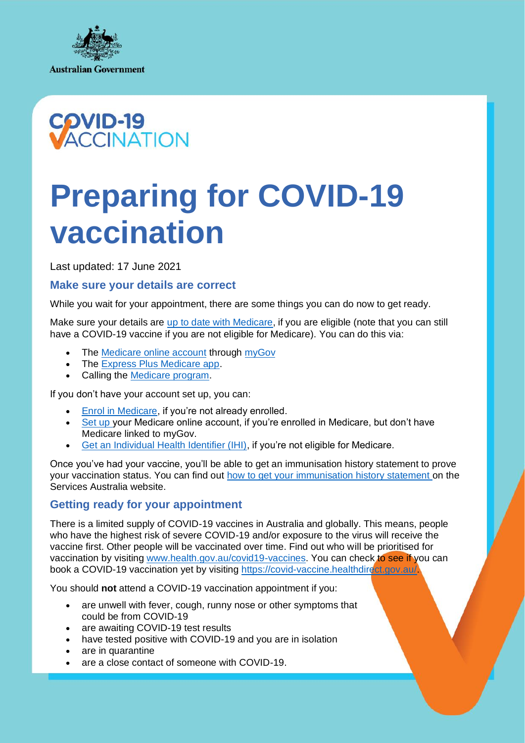Australian Government

COVID-19 VACCINATION

# Preparing for COVID-19 vaccination

Last updated: 17 June 2021

## Make sure your details are correct

While you wait for your appointment, there are some things you can do now to get ready.

Make sure your details are up to date with Medicare, if you are eligible (note that you can still have a COVID-19 vaccine if you are not eligible for Medicare). You can do this via:

- The Medicare online account through myGov
- The Express Plus Medicare app.
- Calling the Medicare program.

If you don't have your account set up, you can:

- Enrol in Medicare, if you're not already enrolled.
- Set up your Medicare online account, if you're enrolled in Medicare, but don't have Medicare linked to myGov.
- Get an Individual Health Identifier (IHI), if you're not eligible for Medicare.

Once you've had your vaccine, you'll be able to get an immunisation history statement to prove your vaccination status. You can find out how to get your immunisation history statement on the Services Australia website.

## Getting ready for your appointment

There is a limited supply of COVID-19 vaccines in Australia and globally. This means, people who have the highest risk of severe COVID-19 and/or exposure to the virus will receive the vaccine first. Other people will be vaccinated over time. Find out who will be prioritised for vaccination by visiting www.health.gov.au/covid19-vaccines. You can check to see if you can book a COVID-19 vaccination yet by visiting https://covid-vaccine.healthdirect.gov.au/.

You should **not** attend a COVID-19 vaccination appointment if you:

- are unwell with fever, cough, runny nose or other symptoms that could be from COVID-19
- are awaiting COVID-19 test results
- have tested positive with COVID-19 and you are in isolation
- are in quarantine
- are a close contact of someone with COVID-19.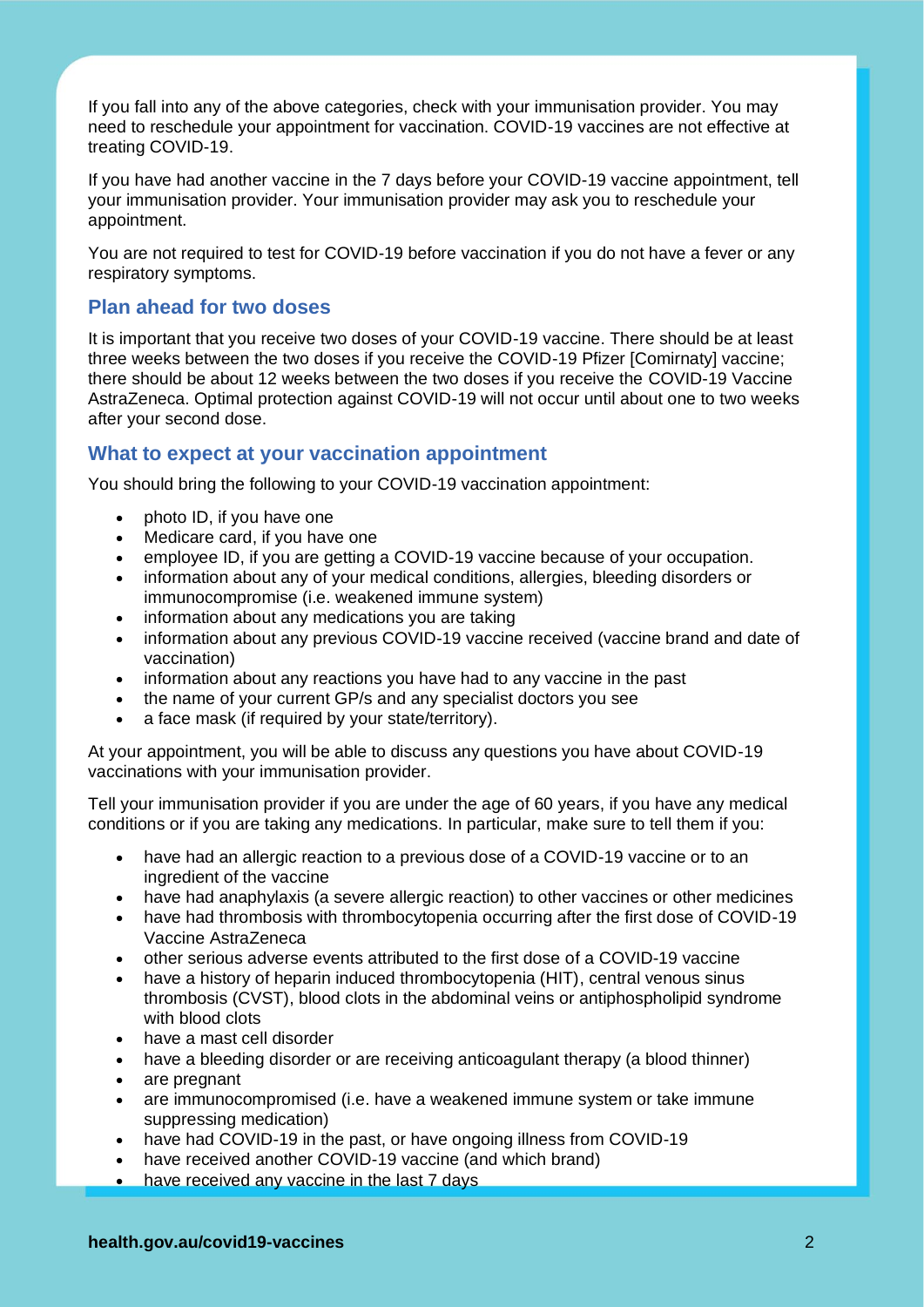If you fall into any of the above categories, check with your immunisation provider. You may need to reschedule your appointment for vaccination. COVID-19 vaccines are not effective at treating COVID-19.

If you have had another vaccine in the 7 days before your COVID-19 vaccine appointment, tell your immunisation provider. Your immunisation provider may ask you to reschedule your appointment.

You are not required to test for COVID-19 before vaccination if you do not have a fever or any respiratory symptoms.

## Plan ahead for two doses

It is important that you receive two doses of your COVID-19 vaccine. There should be at least three weeks between the two doses if you receive the COVID-19 Pfizer [Comirnaty] vaccine; there should be about 12 weeks between the two doses if you receive the COVID-19 Vaccine AstraZeneca. Optimal protection against COVID-19 will not occur until about one to two weeks after your second dose.

## What to expect at your vaccination appointment

You should bring the following to your COVID-19 vaccination appointment:

- photo ID, if you have one
- Medicare card, if you have one
- employee ID, if you are getting a COVID-19 vaccine because of your occupation.
- information about any of your medical conditions, allergies, bleeding disorders or immunocompromise (i.e. weakened immune system)
- information about any medications you are taking
- information about any previous COVID-19 vaccine received (vaccine brand and date of vaccination)
- information about any reactions you have had to any vaccine in the past
- the name of your current GP/s and any specialist doctors you see
- a face mask (if required by your state/territory).

At your appointment, you will be able to discuss any questions you have about COVID-19 vaccinations with your immunisation provider.

Tell your immunisation provider if you are under the age of 60 years, if you have any medical conditions or if you are taking any medications. In particular, make sure to tell them if you:

- have had an allergic reaction to a previous dose of a COVID-19 vaccine or to an ingredient of the vaccine
- have had anaphylaxis (a severe allergic reaction) to other vaccines or other medicines
- have had thrombosis with thrombocytopenia occurring after the first dose of COVID-19 Vaccine AstraZeneca
- other serious adverse events attributed to the first dose of a COVID-19 vaccine
- have a history of heparin induced thrombocytopenia (HIT), central venous sinus thrombosis (CVST), blood clots in the abdominal veins or antiphospholipid syndrome with blood clots
- have a mast cell disorder
- have a bleeding disorder or are receiving anticoagulant therapy (a blood thinner)
- are pregnant
- are immunocompromised (i.e. have a weakened immune system or take immune suppressing medication)
- have had COVID-19 in the past, or have ongoing illness from COVID-19
- have received another COVID-19 vaccine (and which brand)
- have received any vaccine in the last 7 days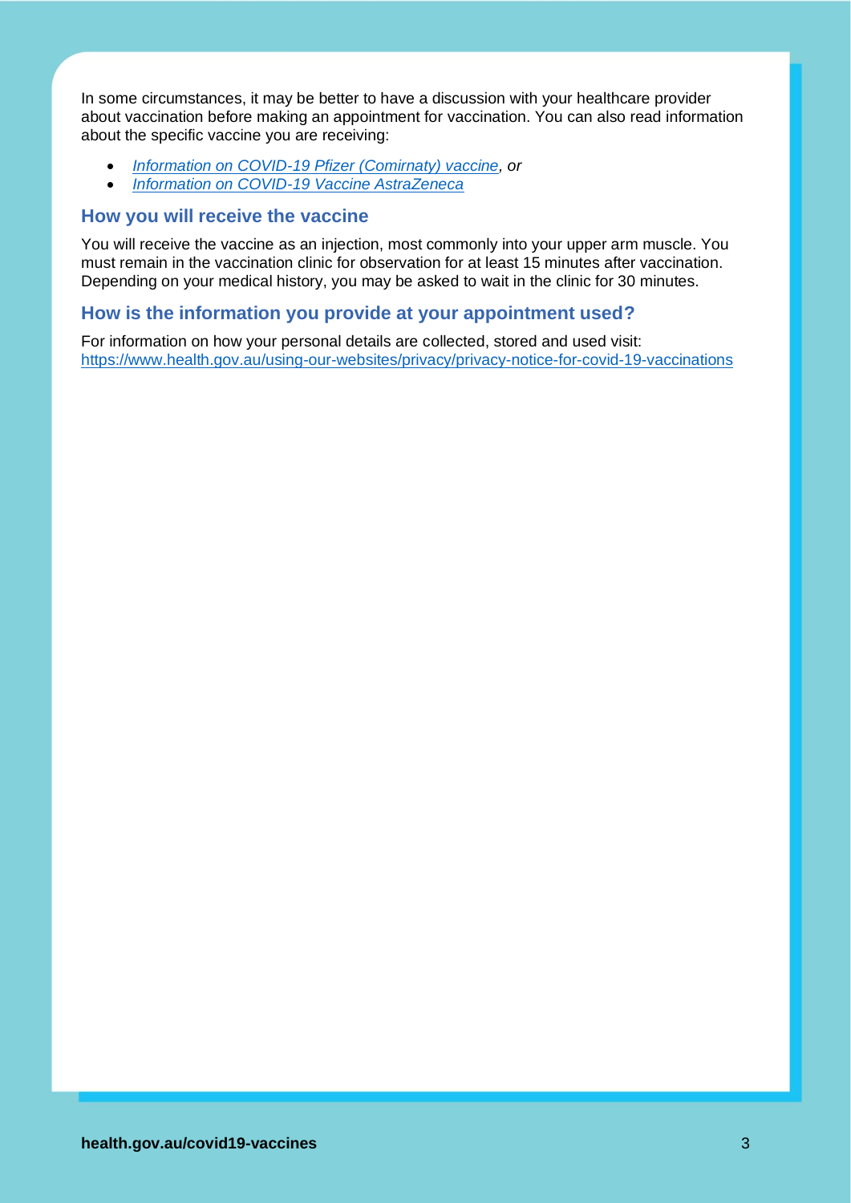In some circumstances, it may be better to have a discussion with your healthcare provider about vaccination before making an appointment for vaccination. You can also read information about the specific vaccine you are receiving:

- *Information on COVID-19 Pfizer (Comirnaty) vaccine, or*
- *Information on COVID-19 Vaccine AstraZeneca*

## How you will receive the vaccine

You will receive the vaccine as an injection, most commonly into your upper arm muscle. You must remain in the vaccination clinic for observation for at least 15 minutes after vaccination. Depending on your medical history, you may be asked to wait in the clinic for 30 minutes.

## How is the information you provide at your appointment used?

For information on how your personal details are collected, stored and used visit: https://www.health.gov.au/using-our-websites/privacy/privacy-notice-for-covid-19-vaccinations